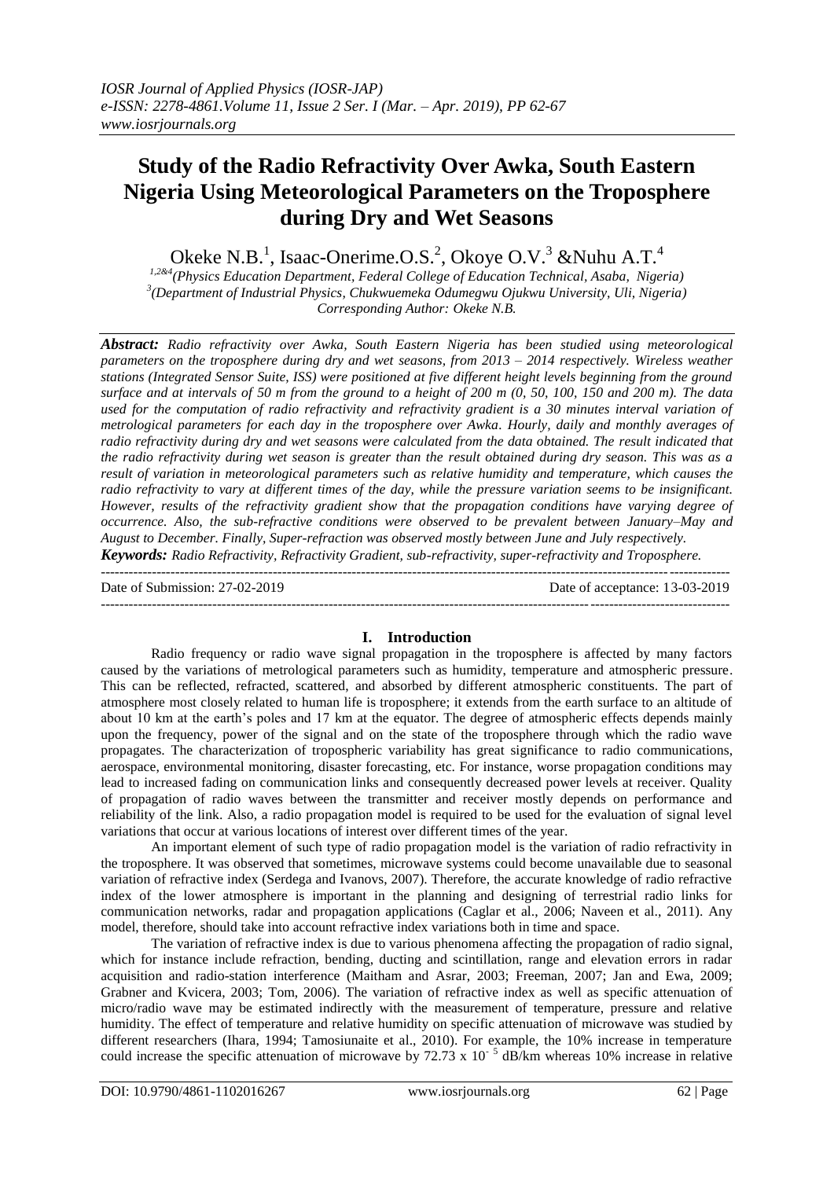# Study of the Radio Refractivity Over Awka, South Eastern Nigeria Using Meteorological Parameters on the Troposphere during Dry and Wet Seasons

Okeke N.B.[1], Isaac-Onerime.O.S.[2], Okoye O.V.[3] &Nuhu A.T.[4]

[1,2&4](Physics Education Department, Federal College of Education Technical, Asaba, Nigeria)
[3](Department of Industrial Physics, Chukwuemeka Odumegwu Ojukwu University, Uli, Nigeria)
Corresponding Author: Okeke N.B.

***Abstract:*** *Radio refractivity over Awka, South Eastern Nigeria has been studied using meteorological parameters on the troposphere during dry and wet seasons, from 2013 – 2014 respectively. Wireless weather stations (Integrated Sensor Suite, ISS) were positioned at five different height levels beginning from the ground surface and at intervals of 50 m from the ground to a height of 200 m (0, 50, 100, 150 and 200 m). The data used for the computation of radio refractivity and refractivity gradient is a 30 minutes interval variation of metrological parameters for each day in the troposphere over Awka. Hourly, daily and monthly averages of radio refractivity during dry and wet seasons were calculated from the data obtained. The result indicated that the radio refractivity during wet season is greater than the result obtained during dry season. This was as a result of variation in meteorological parameters such as relative humidity and temperature, which causes the radio refractivity to vary at different times of the day, while the pressure variation seems to be insignificant. However, results of the refractivity gradient show that the propagation conditions have varying degree of occurrence. Also, the sub-refractive conditions were observed to be prevalent between January–May and August to December. Finally, Super-refraction was observed mostly between June and July respectively.*

***Keywords:*** *Radio Refractivity, Refractivity Gradient, sub-refractivity, super-refractivity and Troposphere.*

---

Date of Submission: 27-02-2019 Date of acceptance: 13-03-2019

---

## I. Introduction

Radio frequency or radio wave signal propagation in the troposphere is affected by many factors caused by the variations of metrological parameters such as humidity, temperature and atmospheric pressure. This can be reflected, refracted, scattered, and absorbed by different atmospheric constituents. The part of atmosphere most closely related to human life is troposphere; it extends from the earth surface to an altitude of about 10 km at the earth's poles and 17 km at the equator. The degree of atmospheric effects depends mainly upon the frequency, power of the signal and on the state of the troposphere through which the radio wave propagates. The characterization of tropospheric variability has great significance to radio communications, aerospace, environmental monitoring, disaster forecasting, etc. For instance, worse propagation conditions may lead to increased fading on communication links and consequently decreased power levels at receiver. Quality of propagation of radio waves between the transmitter and receiver mostly depends on performance and reliability of the link. Also, a radio propagation model is required to be used for the evaluation of signal level variations that occur at various locations of interest over different times of the year.

An important element of such type of radio propagation model is the variation of radio refractivity in the troposphere. It was observed that sometimes, microwave systems could become unavailable due to seasonal variation of refractive index (Serdega and Ivanovs, 2007). Therefore, the accurate knowledge of radio refractive index of the lower atmosphere is important in the planning and designing of terrestrial radio links for communication networks, radar and propagation applications (Caglar et al., 2006; Naveen et al., 2011). Any model, therefore, should take into account refractive index variations both in time and space.

The variation of refractive index is due to various phenomena affecting the propagation of radio signal, which for instance include refraction, bending, ducting and scintillation, range and elevation errors in radar acquisition and radio-station interference (Maitham and Asrar, 2003; Freeman, 2007; Jan and Ewa, 2009; Grabner and Kvicera, 2003; Tom, 2006). The variation of refractive index as well as specific attenuation of micro/radio wave may be estimated indirectly with the measurement of temperature, pressure and relative humidity. The effect of temperature and relative humidity on specific attenuation of microwave was studied by different researchers (Ihara, 1994; Tamosiunaite et al., 2010). For example, the 10% increase in temperature could increase the specific attenuation of microwave by 72.73 x $10^{-5}$ dB/km whereas 10% increase in relative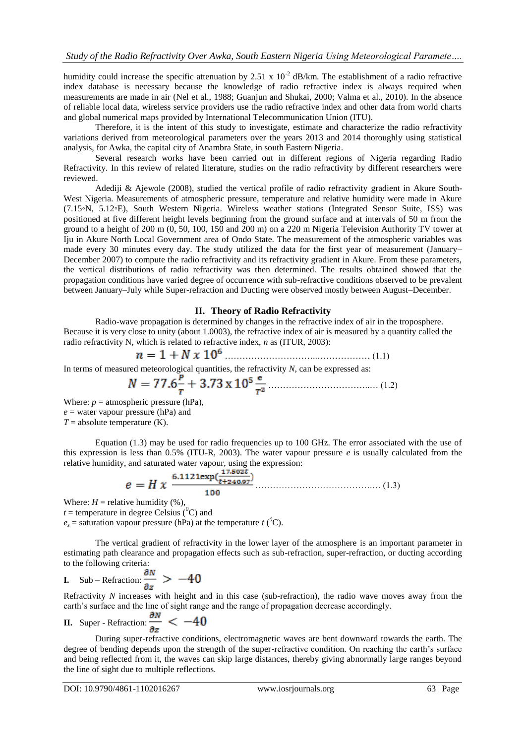humidity could increase the specific attenuation by 2.51 x $10^{-2}$ dB/km. The establishment of a radio refractive index database is necessary because the knowledge of radio refractive index is always required when measurements are made in air (Nel et al., 1988; Guanjun and Shukai, 2000; Valma et al., 2010). In the absence of reliable local data, wireless service providers use the radio refractive index and other data from world charts and global numerical maps provided by International Telecommunication Union (ITU).

Therefore, it is the intent of this study to investigate, estimate and characterize the radio refractivity variations derived from meteorological parameters over the years 2013 and 2014 thoroughly using statistical analysis, for Awka, the capital city of Anambra State, in south Eastern Nigeria.

Several research works have been carried out in different regions of Nigeria regarding Radio Refractivity. In this review of related literature, studies on the radio refractivity by different researchers were reviewed.

Adediji & Ajewole (2008), studied the vertical profile of radio refractivity gradient in Akure South-West Nigeria. Measurements of atmospheric pressure, temperature and relative humidity were made in Akure (7.15◦N, 5.12◦E), South Western Nigeria. Wireless weather stations (Integrated Sensor Suite, ISS) was positioned at five different height levels beginning from the ground surface and at intervals of 50 m from the ground to a height of 200 m (0, 50, 100, 150 and 200 m) on a 220 m Nigeria Television Authority TV tower at Iju in Akure North Local Government area of Ondo State. The measurement of the atmospheric variables was made every 30 minutes every day. The study utilized the data for the first year of measurement (January–December 2007) to compute the radio refractivity and its refractivity gradient in Akure. From these parameters, the vertical distributions of radio refractivity was then determined. The results obtained showed that the propagation conditions have varied degree of occurrence with sub-refractive conditions observed to be prevalent between January–July while Super-refraction and Ducting were observed mostly between August–December.

## II. Theory of Radio Refractivity

Radio-wave propagation is determined by changes in the refractive index of air in the troposphere. Because it is very close to unity (about 1.0003), the refractive index of air is measured by a quantity called the radio refractivity N, which is related to refractive index, *n* as (ITUR, 2003):

$$n = 1 + N \times 10^{6} \quad \text{(1.1)}$$

In terms of measured meteorological quantities, the refractivity *N*, can be expressed as:

$$N = 77.6\frac{P}{T} + 3.73 \times 10^{5}\frac{e}{T^{2}} \quad \text{(1.2)}$$

Where: $p$ = atmospheric pressure (hPa),
$e$ = water vapour pressure (hPa) and
$T$ = absolute temperature (K).

Equation (1.3) may be used for radio frequencies up to 100 GHz. The error associated with the use of this expression is less than 0.5% (ITU-R, 2003). The water vapour pressure *e* is usually calculated from the relative humidity, and saturated water vapour, using the expression:

$$e = H \times \frac{6.1121\exp\left(\frac{17.502t}{t+240.97}\right)}{100} \quad \text{(1.3)}$$

Where: $H$ = relative humidity (%),
$t$ = temperature in degree Celsius ($^{0}$C) and
$e_s$ = saturation vapour pressure (hPa) at the temperature $t$ ($^{0}$C).

The vertical gradient of refractivity in the lower layer of the atmosphere is an important parameter in estimating path clearance and propagation effects such as sub-refraction, super-refraction, or ducting according to the following criteria:

**I.** Sub – Refraction: $\frac{\partial N}{\partial z} > -40$

Refractivity *N* increases with height and in this case (sub-refraction), the radio wave moves away from the earth's surface and the line of sight range and the range of propagation decrease accordingly.

**II.** Super - Refraction: $\frac{\partial N}{\partial z} < -40$

During super-refractive conditions, electromagnetic waves are bent downward towards the earth. The degree of bending depends upon the strength of the super-refractive condition. On reaching the earth's surface and being reflected from it, the waves can skip large distances, thereby giving abnormally large ranges beyond the line of sight due to multiple reflections.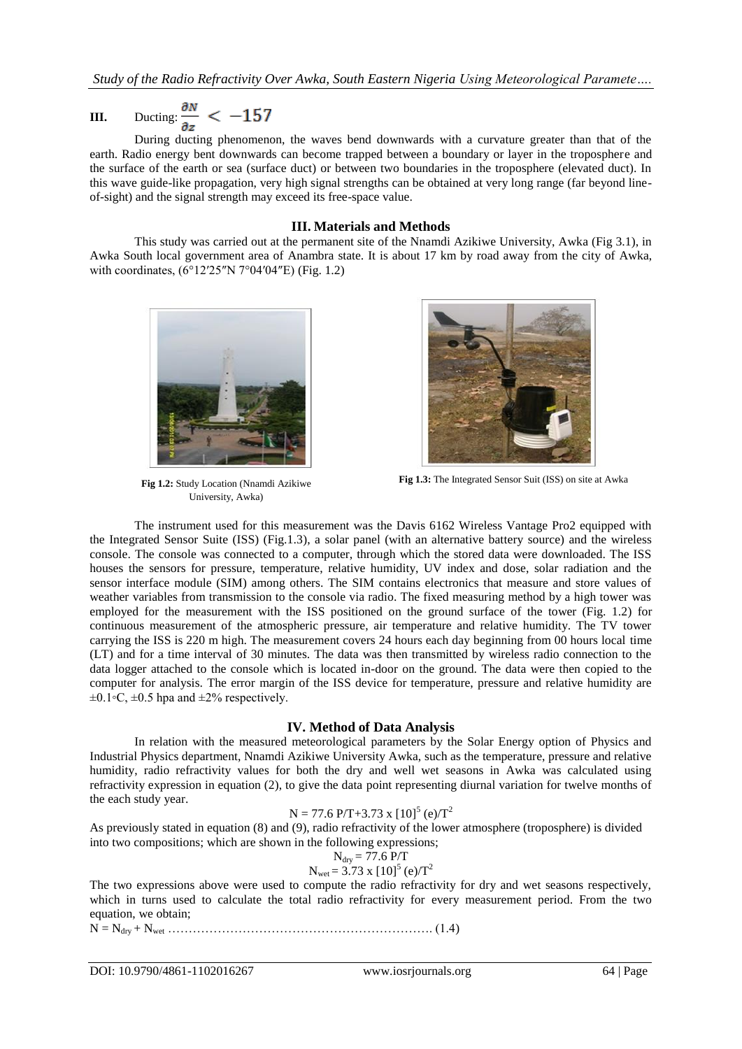**III.** Ducting: $\frac{\partial N}{\partial z} < -157$

During ducting phenomenon, the waves bend downwards with a curvature greater than that of the earth. Radio energy bent downwards can become trapped between a boundary or layer in the troposphere and the surface of the earth or sea (surface duct) or between two boundaries in the troposphere (elevated duct). In this wave guide-like propagation, very high signal strengths can be obtained at very long range (far beyond line-of-sight) and the signal strength may exceed its free-space value.

## III. Materials and Methods

This study was carried out at the permanent site of the Nnamdi Azikiwe University, Awka (Fig 3.1), in Awka South local government area of Anambra state. It is about 17 km by road away from the city of Awka, with coordinates, (6°12′25″N 7°04′04″E) (Fig. 1.2)

**Fig 1.2:** Study Location (Nnamdi Azikiwe University, Awka)

**Fig 1.3:** The Integrated Sensor Suit (ISS) on site at Awka

The instrument used for this measurement was the Davis 6162 Wireless Vantage Pro2 equipped with the Integrated Sensor Suite (ISS) (Fig.1.3), a solar panel (with an alternative battery source) and the wireless console. The console was connected to a computer, through which the stored data were downloaded. The ISS houses the sensors for pressure, temperature, relative humidity, UV index and dose, solar radiation and the sensor interface module (SIM) among others. The SIM contains electronics that measure and store values of weather variables from transmission to the console via radio. The fixed measuring method by a high tower was employed for the measurement with the ISS positioned on the ground surface of the tower (Fig. 1.2) for continuous measurement of the atmospheric pressure, air temperature and relative humidity. The TV tower carrying the ISS is 220 m high. The measurement covers 24 hours each day beginning from 00 hours local time (LT) and for a time interval of 30 minutes. The data was then transmitted by wireless radio connection to the data logger attached to the console which is located in-door on the ground. The data were then copied to the computer for analysis. The error margin of the ISS device for temperature, pressure and relative humidity are ±0.1◦C, ±0.5 hpa and ±2% respectively.

## IV. Method of Data Analysis

In relation with the measured meteorological parameters by the Solar Energy option of Physics and Industrial Physics department, Nnamdi Azikiwe University Awka, such as the temperature, pressure and relative humidity, radio refractivity values for both the dry and well wet seasons in Awka was calculated using refractivity expression in equation (2), to give the data point representing diurnal variation for twelve months of the each study year.

$$N = 77.6\,P/T + 3.73 \times [10]^5\,(e)/T^2$$

As previously stated in equation (8) and (9), radio refractivity of the lower atmosphere (troposphere) is divided into two compositions; which are shown in the following expressions;

$$N_{dry} = 77.6\,P/T$$

$$N_{wet} = 3.73 \times [10]^5\,(e)/T^2$$

The two expressions above were used to compute the radio refractivity for dry and wet seasons respectively, which in turns used to calculate the total radio refractivity for every measurement period. From the two equation, we obtain;

$$N = N_{dry} + N_{wet} \quad \text{……………………………………………………….} \quad (1.4)$$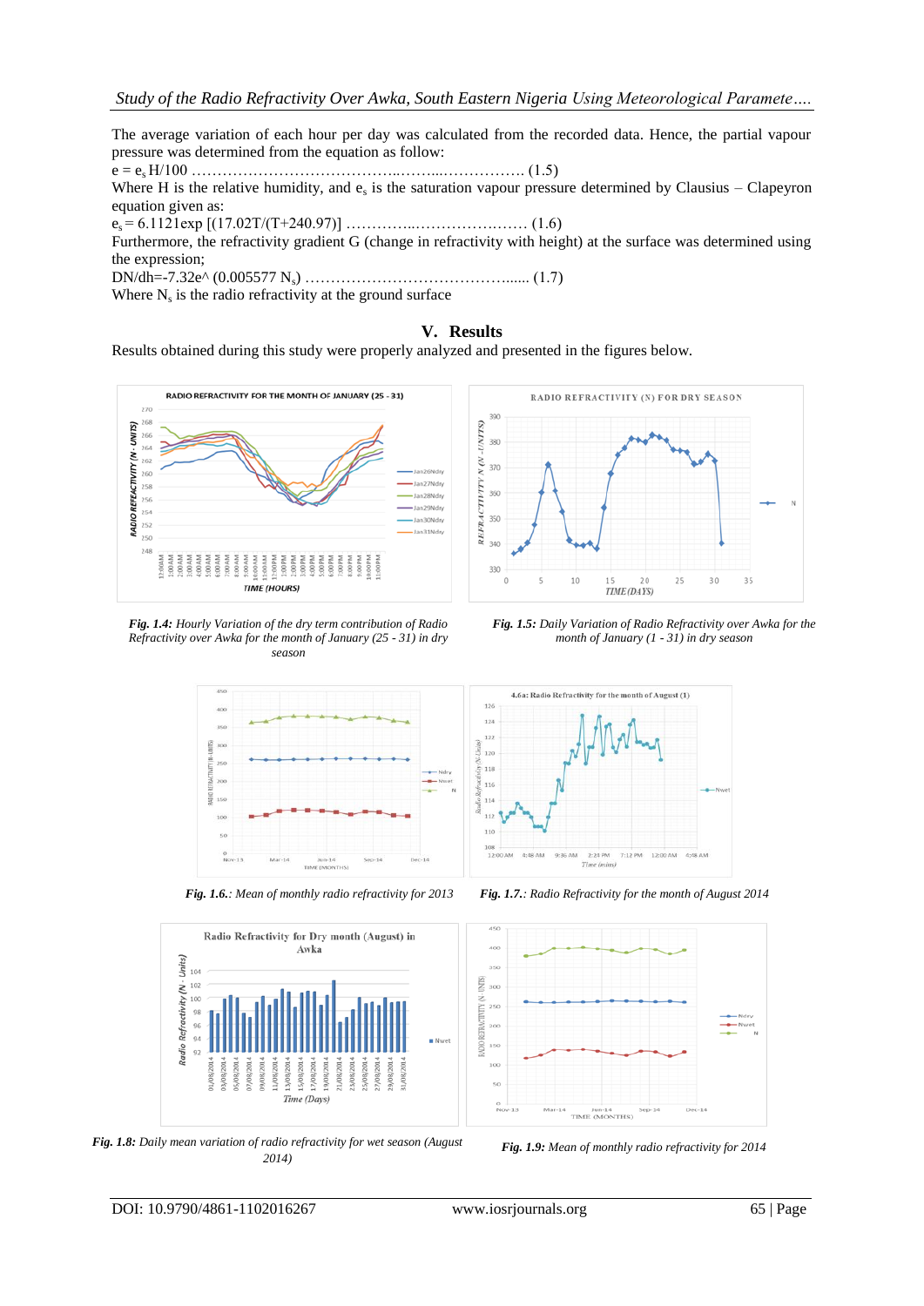The average variation of each hour per day was calculated from the recorded data. Hence, the partial vapour pressure was determined from the equation as follow:

$e = e_s H/100$ …………………………………..……...……………. (1.5)

Where H is the relative humidity, and $e_s$ is the saturation vapour pressure determined by Clausius – Clapeyron equation given as:

$e_s = 6.1121 \exp [(17.02T/(T+240.97)]$ …………..………………..…… (1.6)

Furthermore, the refractivity gradient G (change in refractivity with height) at the surface was determined using the expression;

$DN/dh = -7.32e^{(0.005577 N_s)}$ …………………………………...... (1.7)

Where $N_s$ is the radio refractivity at the ground surface

## V. Results

Results obtained during this study were properly analyzed and presented in the figures below.

*Fig. 1.4: Hourly Variation of the dry term contribution of Radio Refractivity over Awka for the month of January (25 - 31) in dry season*

*Fig. 1.5: Daily Variation of Radio Refractivity over Awka for the month of January (1 - 31) in dry season*

*Fig. 1.6.: Mean of monthly radio refractivity for 2013*

*Fig. 1.7.: Radio Refractivity for the month of August 2014*

*Fig. 1.8: Daily mean variation of radio refractivity for wet season (August 2014)*

*Fig. 1.9: Mean of monthly radio refractivity for 2014*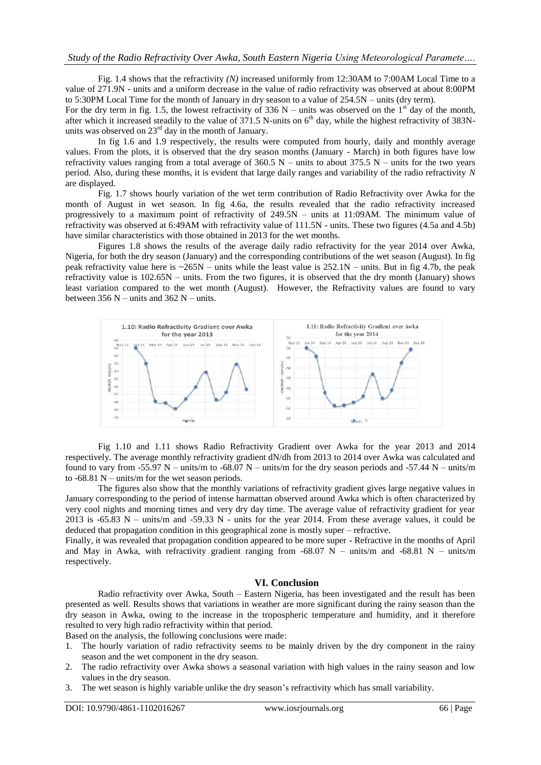Fig. 1.4 shows that the refractivity *(N)* increased uniformly from 12:30AM to 7:00AM Local Time to a value of 271.9N - units and a uniform decrease in the value of radio refractivity was observed at about 8:00PM to 5:30PM Local Time for the month of January in dry season to a value of 254.5N – units (dry term).

For the dry term in fig. 1.5, the lowest refractivity of 336 N – units was observed on the 1st day of the month, after which it increased steadily to the value of 371.5 N-units on 6th day, while the highest refractivity of 383N-units was observed on 23rd day in the month of January.

In fig 1.6 and 1.9 respectively, the results were computed from hourly, daily and monthly average values. From the plots, it is observed that the dry season months (January - March) in both figures have low refractivity values ranging from a total average of 360.5 N – units to about 375.5 N – units for the two years period. Also, during these months, it is evident that large daily ranges and variability of the radio refractivity *N* are displayed.

Fig. 1.7 shows hourly variation of the wet term contribution of Radio Refractivity over Awka for the month of August in wet season. In fig 4.6a, the results revealed that the radio refractivity increased progressively to a maximum point of refractivity of 249.5N – units at 11:09AM. The minimum value of refractivity was observed at 6:49AM with refractivity value of 111.5N - units. These two figures (4.5a and 4.5b) have similar characteristics with those obtained in 2013 for the wet months.

Figures 1.8 shows the results of the average daily radio refractivity for the year 2014 over Awka, Nigeria, for both the dry season (January) and the corresponding contributions of the wet season (August). In fig peak refractivity value here is ~265N – units while the least value is 252.1N – units. But in fig 4.7b, the peak refractivity value is 102.65N – units. From the two figures, it is observed that the dry month (January) shows least variation compared to the wet month (August). However, the Refractivity values are found to vary between 356 N – units and 362 N – units.

Fig 1.10 and 1.11 shows Radio Refractivity Gradient over Awka for the year 2013 and 2014 respectively. The average monthly refractivity gradient dN/dh from 2013 to 2014 over Awka was calculated and found to vary from -55.97 N – units/m to -68.07 N – units/m for the dry season periods and -57.44 N – units/m to -68.81 N – units/m for the wet season periods.

The figures also show that the monthly variations of refractivity gradient gives large negative values in January corresponding to the period of intense harmattan observed around Awka which is often characterized by very cool nights and morning times and very dry day time. The average value of refractivity gradient for year 2013 is -65.83 N – units/m and -59.33 N - units for the year 2014. From these average values, it could be deduced that propagation condition in this geographical zone is mostly super – refractive.

Finally, it was revealed that propagation condition appeared to be more super - Refractive in the months of April and May in Awka, with refractivity gradient ranging from -68.07 N – units/m and -68.81 N – units/m respectively.

## VI. Conclusion

Radio refractivity over Awka, South – Eastern Nigeria, has been investigated and the result has been presented as well. Results shows that variations in weather are more significant during the rainy season than the dry season in Awka, owing to the increase in the tropospheric temperature and humidity, and it therefore resulted to very high radio refractivity within that period.

Based on the analysis, the following conclusions were made:

1. The hourly variation of radio refractivity seems to be mainly driven by the dry component in the rainy season and the wet component in the dry season.
2. The radio refractivity over Awka shows a seasonal variation with high values in the rainy season and low values in the dry season.
3. The wet season is highly variable unlike the dry season's refractivity which has small variability.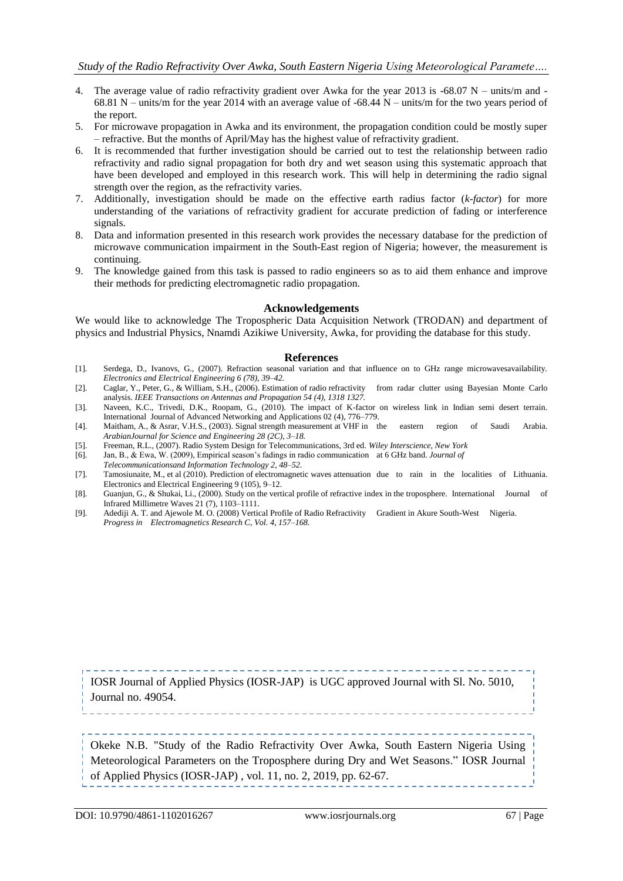4. The average value of radio refractivity gradient over Awka for the year 2013 is -68.07 N – units/m and -68.81 N – units/m for the year 2014 with an average value of -68.44 N – units/m for the two years period of the report.
5. For microwave propagation in Awka and its environment, the propagation condition could be mostly super – refractive. But the months of April/May has the highest value of refractivity gradient.
6. It is recommended that further investigation should be carried out to test the relationship between radio refractivity and radio signal propagation for both dry and wet season using this systematic approach that have been developed and employed in this research work. This will help in determining the radio signal strength over the region, as the refractivity varies.
7. Additionally, investigation should be made on the effective earth radius factor (*k-factor*) for more understanding of the variations of refractivity gradient for accurate prediction of fading or interference signals.
8. Data and information presented in this research work provides the necessary database for the prediction of microwave communication impairment in the South-East region of Nigeria; however, the measurement is continuing.
9. The knowledge gained from this task is passed to radio engineers so as to aid them enhance and improve their methods for predicting electromagnetic radio propagation.

## Acknowledgements

We would like to acknowledge The Tropospheric Data Acquisition Network (TRODAN) and department of physics and Industrial Physics, Nnamdi Azikiwe University, Awka, for providing the database for this study.

## References

[1]. Serdega, D., Ivanovs, G., (2007). Refraction seasonal variation and that influence on to GHz range microwavesavailability. *Electronics and Electrical Engineering 6 (78), 39–42.*

[2]. Caglar, Y., Peter, G., & William, S.H., (2006). Estimation of radio refractivity from radar clutter using Bayesian Monte Carlo analysis. *IEEE Transactions on Antennas and Propagation 54 (4), 1318 1327.*

[3]. Naveen, K.C., Trivedi, D.K., Roopam, G., (2010). The impact of K-factor on wireless link in Indian semi desert terrain. International Journal of Advanced Networking and Applications 02 (4), 776–779.

[4]. Maitham, A., & Asrar, V.H.S., (2003). Signal strength measurement at VHF in the eastern region of Saudi Arabia. *ArabianJournal for Science and Engineering 28 (2C), 3–18.*

[5]. Freeman, R.L., (2007). Radio System Design for Telecommunications, 3rd ed. *Wiley Interscience, New York*

[6]. Jan, B., & Ewa, W. (2009), Empirical season's fadings in radio communication at 6 GHz band. *Journal of Telecommunicationsand Information Technology 2, 48–52.*

[7]. Tamosiunaite, M., et al (2010). Prediction of electromagnetic waves attenuation due to rain in the localities of Lithuania. Electronics and Electrical Engineering 9 (105), 9–12.

[8]. Guanjun, G., & Shukai, Li., (2000). Study on the vertical profile of refractive index in the troposphere. International Journal of Infrared Millimetre Waves 21 (7), 1103–1111.

[9]. Adediji A. T. and Ajewole M. O. (2008) Vertical Profile of Radio Refractivity Gradient in Akure South-West Nigeria. *Progress in Electromagnetics Research C, Vol. 4, 157–168.*

IOSR Journal of Applied Physics (IOSR-JAP) is UGC approved Journal with Sl. No. 5010, Journal no. 49054.

Okeke N.B. "Study of the Radio Refractivity Over Awka, South Eastern Nigeria Using Meteorological Parameters on the Troposphere during Dry and Wet Seasons." IOSR Journal of Applied Physics (IOSR-JAP) , vol. 11, no. 2, 2019, pp. 62-67.